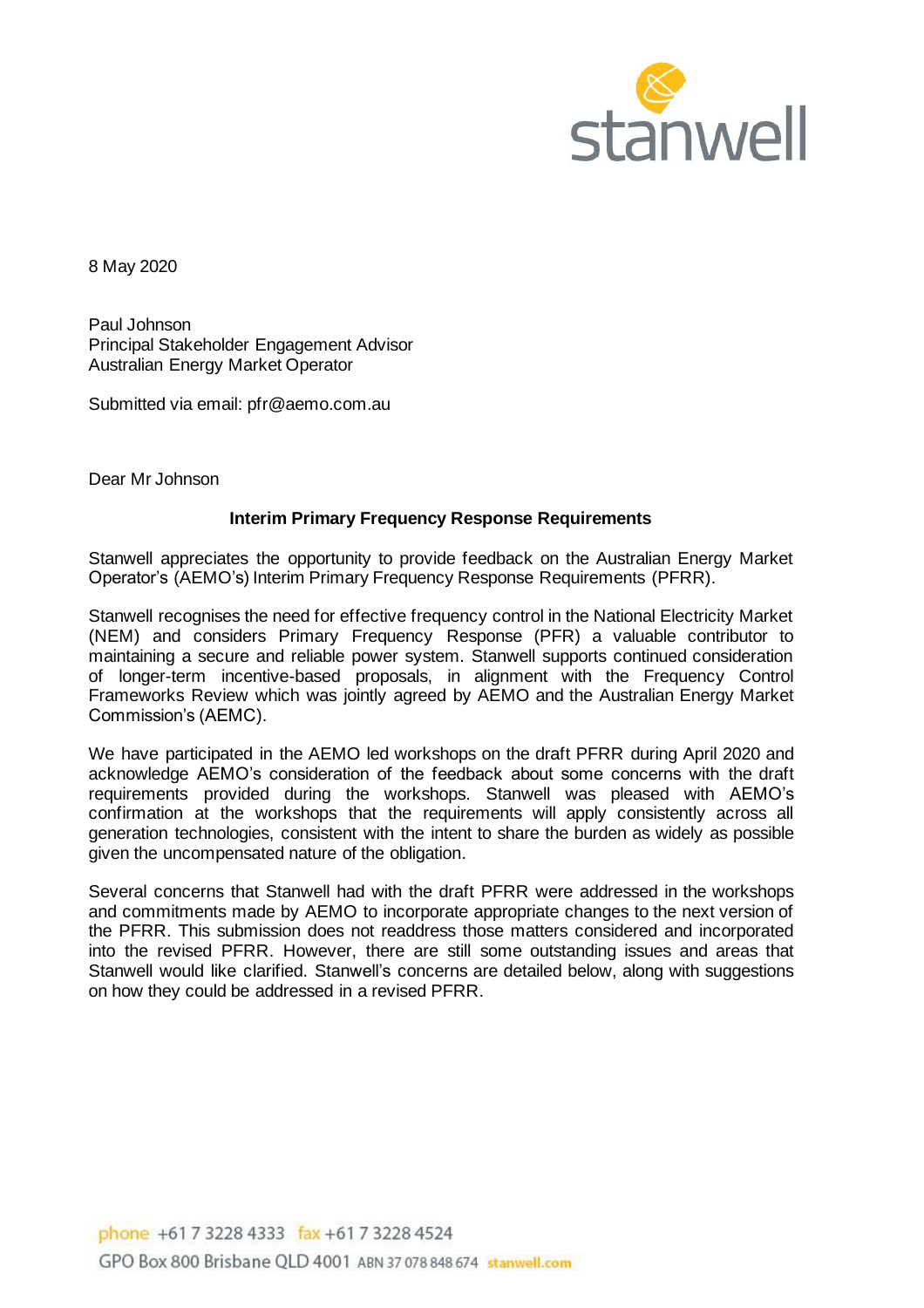8 May 2020

Paul Johnson
Principal Stakeholder Engagement Advisor
Australian Energy Market Operator

Submitted via email: pfr@aemo.com.au

Dear Mr Johnson

**Interim Primary Frequency Response Requirements**

Stanwell appreciates the opportunity to provide feedback on the Australian Energy Market Operator's (AEMO's) Interim Primary Frequency Response Requirements (PFRR).

Stanwell recognises the need for effective frequency control in the National Electricity Market (NEM) and considers Primary Frequency Response (PFR) a valuable contributor to maintaining a secure and reliable power system. Stanwell supports continued consideration of longer-term incentive-based proposals, in alignment with the Frequency Control Frameworks Review which was jointly agreed by AEMO and the Australian Energy Market Commission's (AEMC).

We have participated in the AEMO led workshops on the draft PFRR during April 2020 and acknowledge AEMO's consideration of the feedback about some concerns with the draft requirements provided during the workshops. Stanwell was pleased with AEMO's confirmation at the workshops that the requirements will apply consistently across all generation technologies, consistent with the intent to share the burden as widely as possible given the uncompensated nature of the obligation.

Several concerns that Stanwell had with the draft PFRR were addressed in the workshops and commitments made by AEMO to incorporate appropriate changes to the next version of the PFRR. This submission does not readdress those matters considered and incorporated into the revised PFRR. However, there are still some outstanding issues and areas that Stanwell would like clarified. Stanwell's concerns are detailed below, along with suggestions on how they could be addressed in a revised PFRR.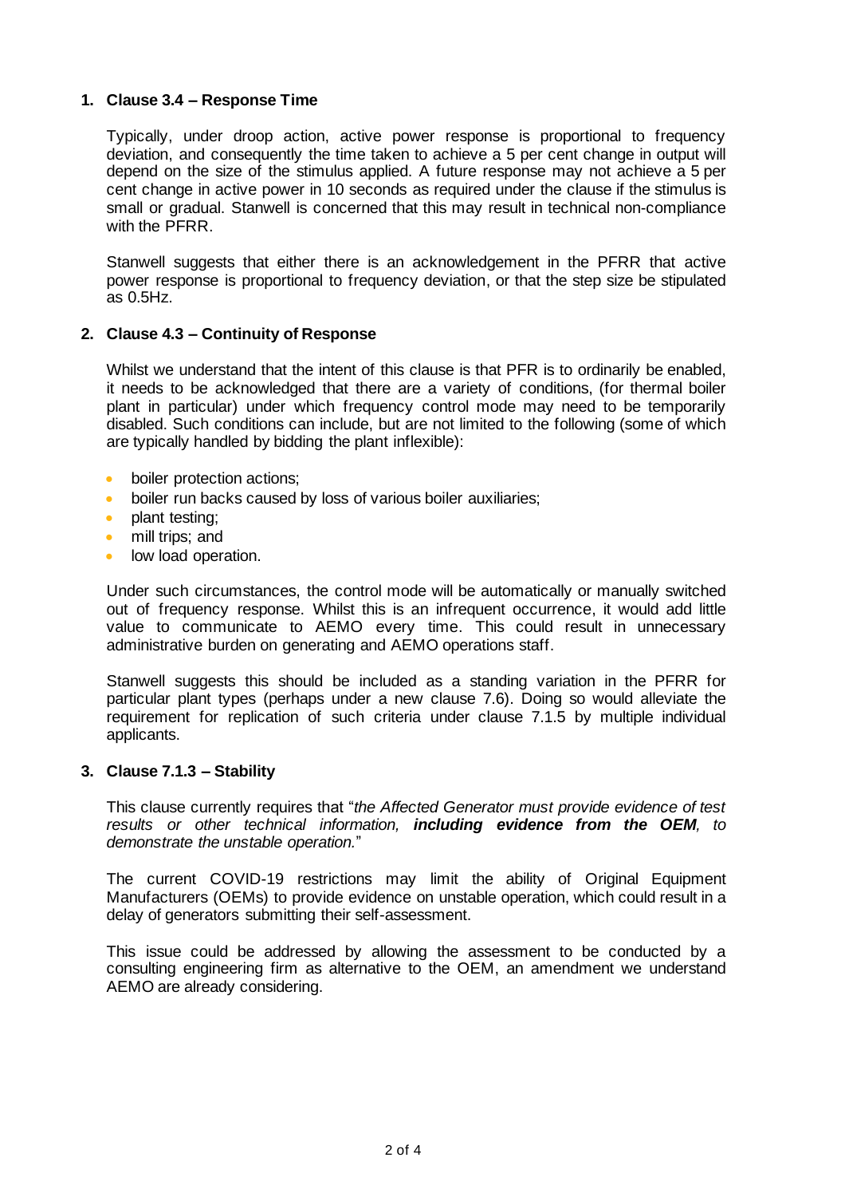## 1. Clause 3.4 – Response Time

Typically, under droop action, active power response is proportional to frequency deviation, and consequently the time taken to achieve a 5 per cent change in output will depend on the size of the stimulus applied. A future response may not achieve a 5 per cent change in active power in 10 seconds as required under the clause if the stimulus is small or gradual. Stanwell is concerned that this may result in technical non-compliance with the PFRR.

Stanwell suggests that either there is an acknowledgement in the PFRR that active power response is proportional to frequency deviation, or that the step size be stipulated as 0.5Hz.

## 2. Clause 4.3 – Continuity of Response

Whilst we understand that the intent of this clause is that PFR is to ordinarily be enabled, it needs to be acknowledged that there are a variety of conditions, (for thermal boiler plant in particular) under which frequency control mode may need to be temporarily disabled. Such conditions can include, but are not limited to the following (some of which are typically handled by bidding the plant inflexible):

- boiler protection actions;
- boiler run backs caused by loss of various boiler auxiliaries;
- plant testing;
- mill trips; and
- low load operation.

Under such circumstances, the control mode will be automatically or manually switched out of frequency response. Whilst this is an infrequent occurrence, it would add little value to communicate to AEMO every time. This could result in unnecessary administrative burden on generating and AEMO operations staff.

Stanwell suggests this should be included as a standing variation in the PFRR for particular plant types (perhaps under a new clause 7.6). Doing so would alleviate the requirement for replication of such criteria under clause 7.1.5 by multiple individual applicants.

## 3. Clause 7.1.3 – Stability

This clause currently requires that "*the Affected Generator must provide evidence of test results or other technical information,* ***including evidence from the OEM****, to demonstrate the unstable operation.*"

The current COVID-19 restrictions may limit the ability of Original Equipment Manufacturers (OEMs) to provide evidence on unstable operation, which could result in a delay of generators submitting their self-assessment.

This issue could be addressed by allowing the assessment to be conducted by a consulting engineering firm as alternative to the OEM, an amendment we understand AEMO are already considering.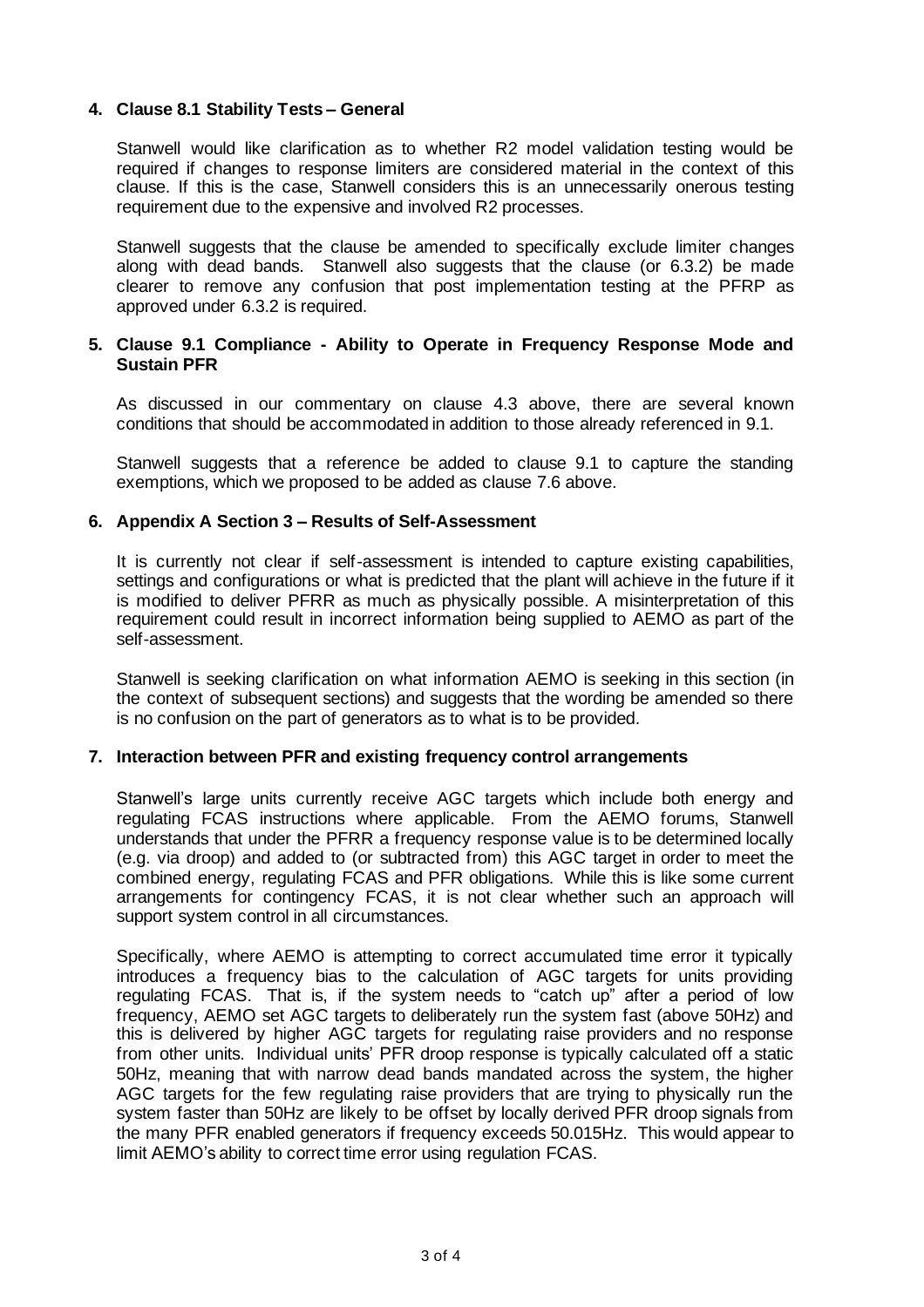## 4. Clause 8.1 Stability Tests – General

Stanwell would like clarification as to whether R2 model validation testing would be required if changes to response limiters are considered material in the context of this clause. If this is the case, Stanwell considers this is an unnecessarily onerous testing requirement due to the expensive and involved R2 processes.

Stanwell suggests that the clause be amended to specifically exclude limiter changes along with dead bands. Stanwell also suggests that the clause (or 6.3.2) be made clearer to remove any confusion that post implementation testing at the PFRP as approved under 6.3.2 is required.

## 5. Clause 9.1 Compliance - Ability to Operate in Frequency Response Mode and Sustain PFR

As discussed in our commentary on clause 4.3 above, there are several known conditions that should be accommodated in addition to those already referenced in 9.1.

Stanwell suggests that a reference be added to clause 9.1 to capture the standing exemptions, which we proposed to be added as clause 7.6 above.

## 6. Appendix A Section 3 – Results of Self-Assessment

It is currently not clear if self-assessment is intended to capture existing capabilities, settings and configurations or what is predicted that the plant will achieve in the future if it is modified to deliver PFRR as much as physically possible. A misinterpretation of this requirement could result in incorrect information being supplied to AEMO as part of the self-assessment.

Stanwell is seeking clarification on what information AEMO is seeking in this section (in the context of subsequent sections) and suggests that the wording be amended so there is no confusion on the part of generators as to what is to be provided.

## 7. Interaction between PFR and existing frequency control arrangements

Stanwell's large units currently receive AGC targets which include both energy and regulating FCAS instructions where applicable. From the AEMO forums, Stanwell understands that under the PFRR a frequency response value is to be determined locally (e.g. via droop) and added to (or subtracted from) this AGC target in order to meet the combined energy, regulating FCAS and PFR obligations. While this is like some current arrangements for contingency FCAS, it is not clear whether such an approach will support system control in all circumstances.

Specifically, where AEMO is attempting to correct accumulated time error it typically introduces a frequency bias to the calculation of AGC targets for units providing regulating FCAS. That is, if the system needs to "catch up" after a period of low frequency, AEMO set AGC targets to deliberately run the system fast (above 50Hz) and this is delivered by higher AGC targets for regulating raise providers and no response from other units. Individual units' PFR droop response is typically calculated off a static 50Hz, meaning that with narrow dead bands mandated across the system, the higher AGC targets for the few regulating raise providers that are trying to physically run the system faster than 50Hz are likely to be offset by locally derived PFR droop signals from the many PFR enabled generators if frequency exceeds 50.015Hz. This would appear to limit AEMO's ability to correct time error using regulation FCAS.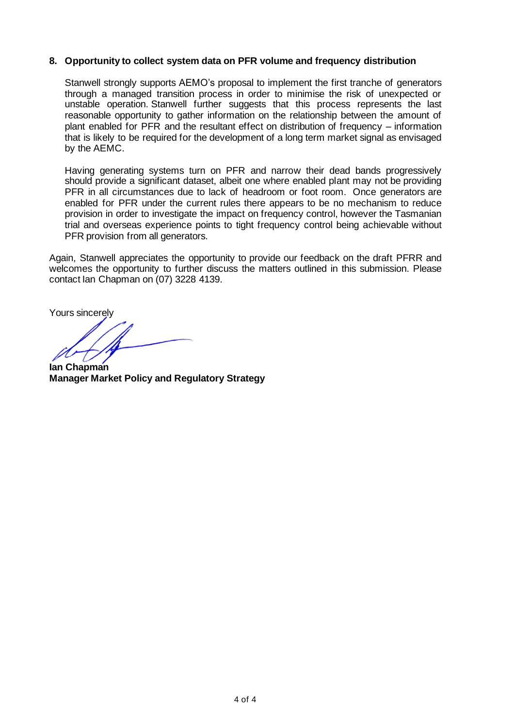## 8. Opportunity to collect system data on PFR volume and frequency distribution

Stanwell strongly supports AEMO's proposal to implement the first tranche of generators through a managed transition process in order to minimise the risk of unexpected or unstable operation. Stanwell further suggests that this process represents the last reasonable opportunity to gather information on the relationship between the amount of plant enabled for PFR and the resultant effect on distribution of frequency – information that is likely to be required for the development of a long term market signal as envisaged by the AEMC.

Having generating systems turn on PFR and narrow their dead bands progressively should provide a significant dataset, albeit one where enabled plant may not be providing PFR in all circumstances due to lack of headroom or foot room. Once generators are enabled for PFR under the current rules there appears to be no mechanism to reduce provision in order to investigate the impact on frequency control, however the Tasmanian trial and overseas experience points to tight frequency control being achievable without PFR provision from all generators.

Again, Stanwell appreciates the opportunity to provide our feedback on the draft PFRR and welcomes the opportunity to further discuss the matters outlined in this submission. Please contact Ian Chapman on (07) 3228 4139.

Yours sincerely

**Ian Chapman**
**Manager Market Policy and Regulatory Strategy**